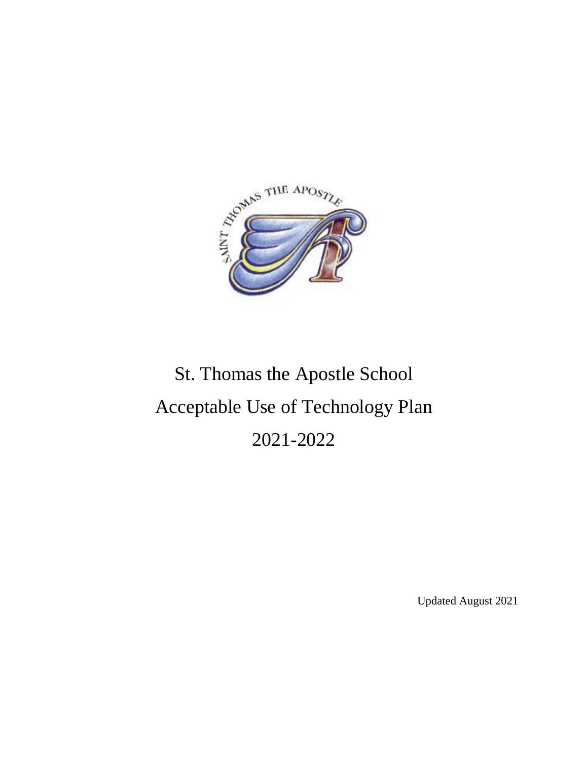# St. Thomas the Apostle School
# Acceptable Use of Technology Plan
# 2021-2022

Updated August 2021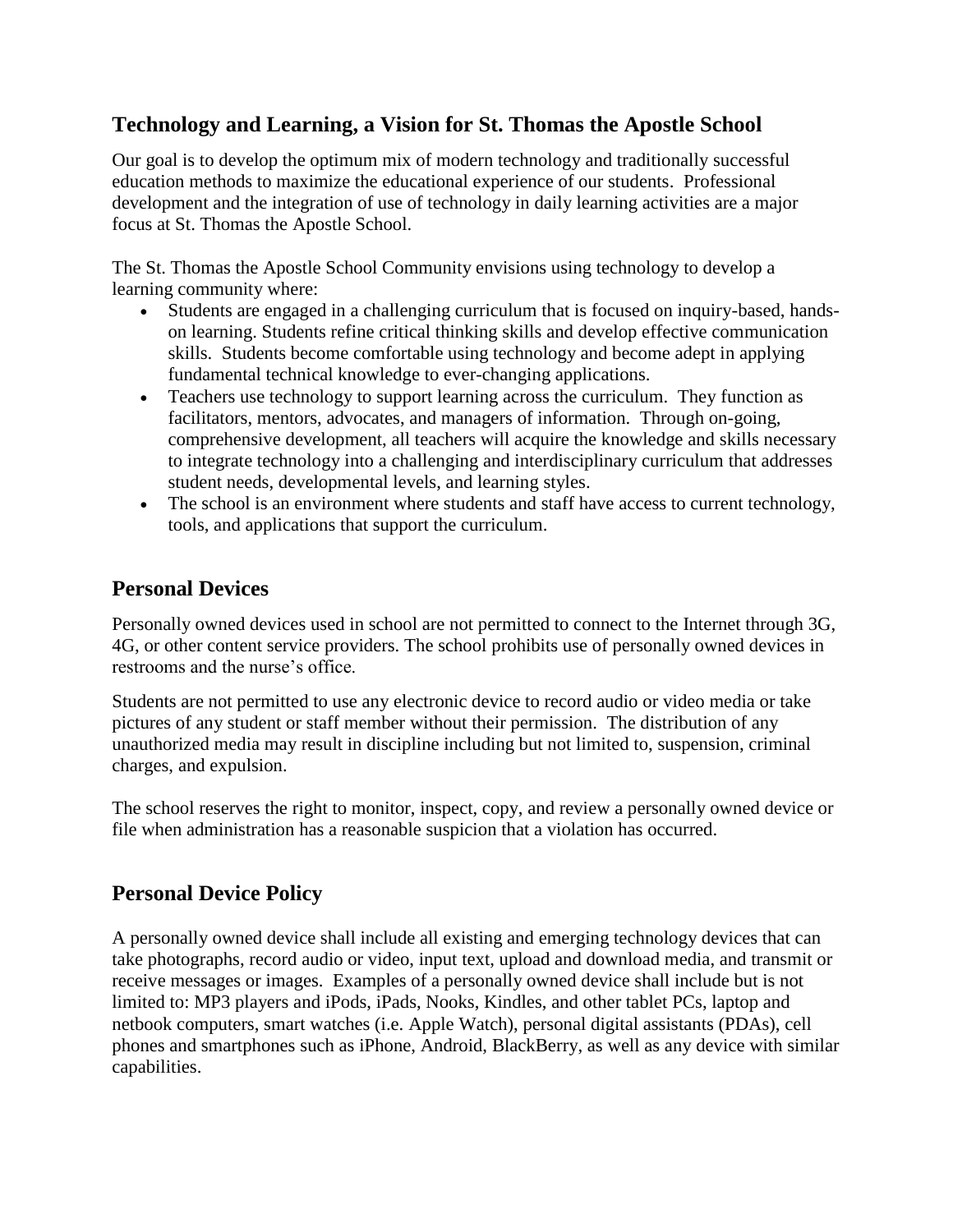## Technology and Learning, a Vision for St. Thomas the Apostle School

Our goal is to develop the optimum mix of modern technology and traditionally successful education methods to maximize the educational experience of our students. Professional development and the integration of use of technology in daily learning activities are a major focus at St. Thomas the Apostle School.

The St. Thomas the Apostle School Community envisions using technology to develop a learning community where:

- Students are engaged in a challenging curriculum that is focused on inquiry-based, hands-on learning. Students refine critical thinking skills and develop effective communication skills. Students become comfortable using technology and become adept in applying fundamental technical knowledge to ever-changing applications.
- Teachers use technology to support learning across the curriculum. They function as facilitators, mentors, advocates, and managers of information. Through on-going, comprehensive development, all teachers will acquire the knowledge and skills necessary to integrate technology into a challenging and interdisciplinary curriculum that addresses student needs, developmental levels, and learning styles.
- The school is an environment where students and staff have access to current technology, tools, and applications that support the curriculum.

## Personal Devices

Personally owned devices used in school are not permitted to connect to the Internet through 3G, 4G, or other content service providers. The school prohibits use of personally owned devices in restrooms and the nurse's office.

Students are not permitted to use any electronic device to record audio or video media or take pictures of any student or staff member without their permission. The distribution of any unauthorized media may result in discipline including but not limited to, suspension, criminal charges, and expulsion.

The school reserves the right to monitor, inspect, copy, and review a personally owned device or file when administration has a reasonable suspicion that a violation has occurred.

## Personal Device Policy

A personally owned device shall include all existing and emerging technology devices that can take photographs, record audio or video, input text, upload and download media, and transmit or receive messages or images. Examples of a personally owned device shall include but is not limited to: MP3 players and iPods, iPads, Nooks, Kindles, and other tablet PCs, laptop and netbook computers, smart watches (i.e. Apple Watch), personal digital assistants (PDAs), cell phones and smartphones such as iPhone, Android, BlackBerry, as well as any device with similar capabilities.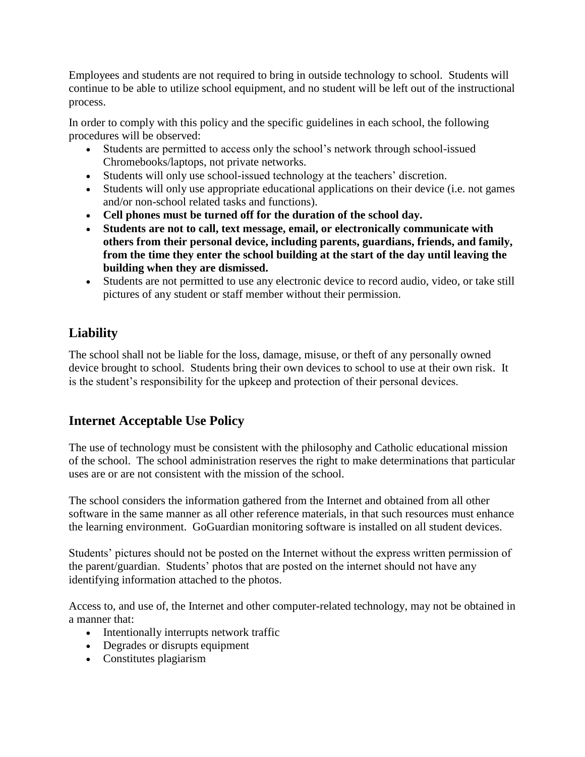Employees and students are not required to bring in outside technology to school. Students will continue to be able to utilize school equipment, and no student will be left out of the instructional process.

In order to comply with this policy and the specific guidelines in each school, the following procedures will be observed:

- Students are permitted to access only the school's network through school-issued Chromebooks/laptops, not private networks.
- Students will only use school-issued technology at the teachers' discretion.
- Students will only use appropriate educational applications on their device (i.e. not games and/or non-school related tasks and functions).
- **Cell phones must be turned off for the duration of the school day.**
- **Students are not to call, text message, email, or electronically communicate with others from their personal device, including parents, guardians, friends, and family, from the time they enter the school building at the start of the day until leaving the building when they are dismissed.**
- Students are not permitted to use any electronic device to record audio, video, or take still pictures of any student or staff member without their permission.

## Liability

The school shall not be liable for the loss, damage, misuse, or theft of any personally owned device brought to school. Students bring their own devices to school to use at their own risk. It is the student's responsibility for the upkeep and protection of their personal devices.

## Internet Acceptable Use Policy

The use of technology must be consistent with the philosophy and Catholic educational mission of the school. The school administration reserves the right to make determinations that particular uses are or are not consistent with the mission of the school.

The school considers the information gathered from the Internet and obtained from all other software in the same manner as all other reference materials, in that such resources must enhance the learning environment. GoGuardian monitoring software is installed on all student devices.

Students' pictures should not be posted on the Internet without the express written permission of the parent/guardian. Students' photos that are posted on the internet should not have any identifying information attached to the photos.

Access to, and use of, the Internet and other computer-related technology, may not be obtained in a manner that:

- Intentionally interrupts network traffic
- Degrades or disrupts equipment
- Constitutes plagiarism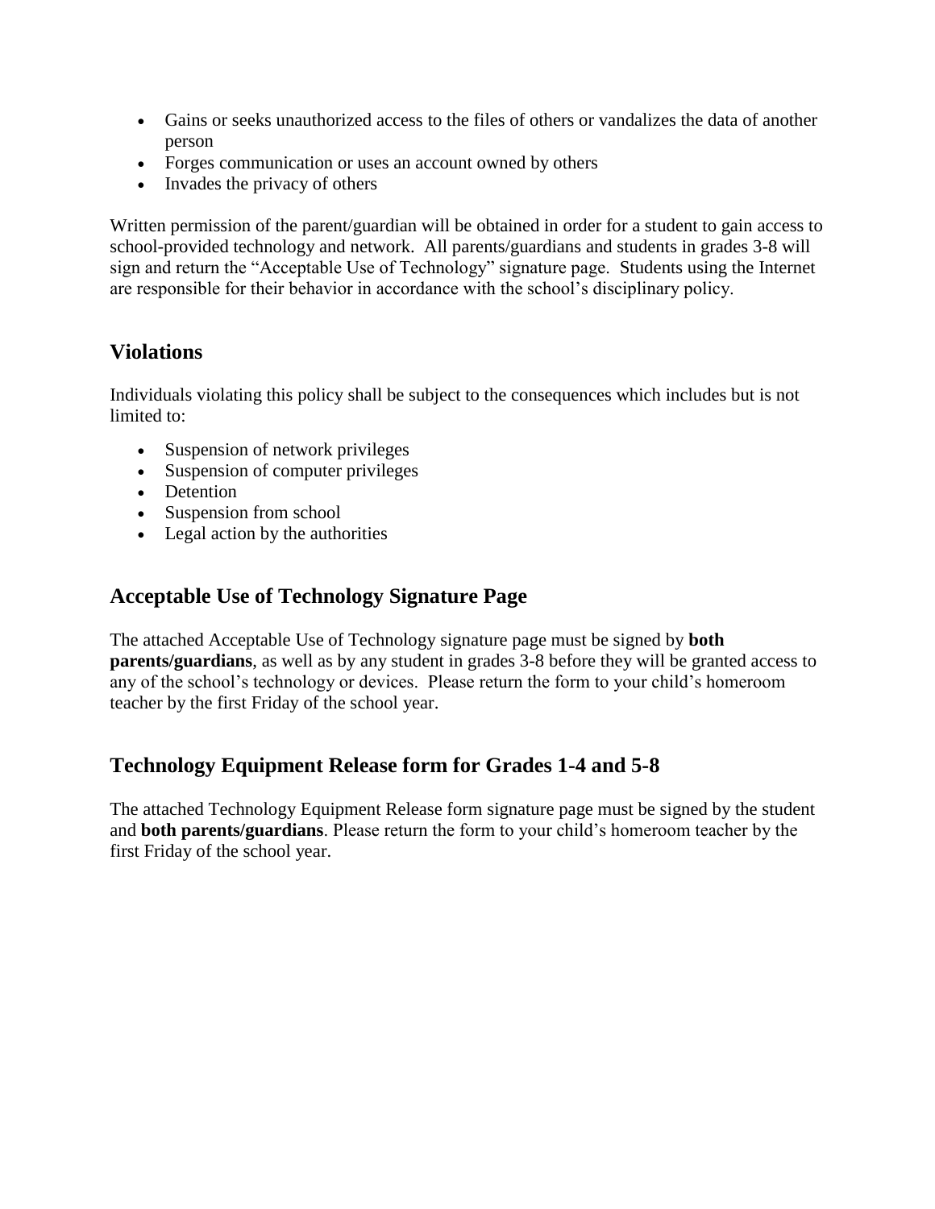- Gains or seeks unauthorized access to the files of others or vandalizes the data of another person
- Forges communication or uses an account owned by others
- Invades the privacy of others

Written permission of the parent/guardian will be obtained in order for a student to gain access to school-provided technology and network. All parents/guardians and students in grades 3-8 will sign and return the "Acceptable Use of Technology" signature page. Students using the Internet are responsible for their behavior in accordance with the school's disciplinary policy.

## Violations

Individuals violating this policy shall be subject to the consequences which includes but is not limited to:

- Suspension of network privileges
- Suspension of computer privileges
- Detention
- Suspension from school
- Legal action by the authorities

## Acceptable Use of Technology Signature Page

The attached Acceptable Use of Technology signature page must be signed by **both parents/guardians**, as well as by any student in grades 3-8 before they will be granted access to any of the school's technology or devices. Please return the form to your child's homeroom teacher by the first Friday of the school year.

## Technology Equipment Release form for Grades 1-4 and 5-8

The attached Technology Equipment Release form signature page must be signed by the student and **both parents/guardians**. Please return the form to your child's homeroom teacher by the first Friday of the school year.